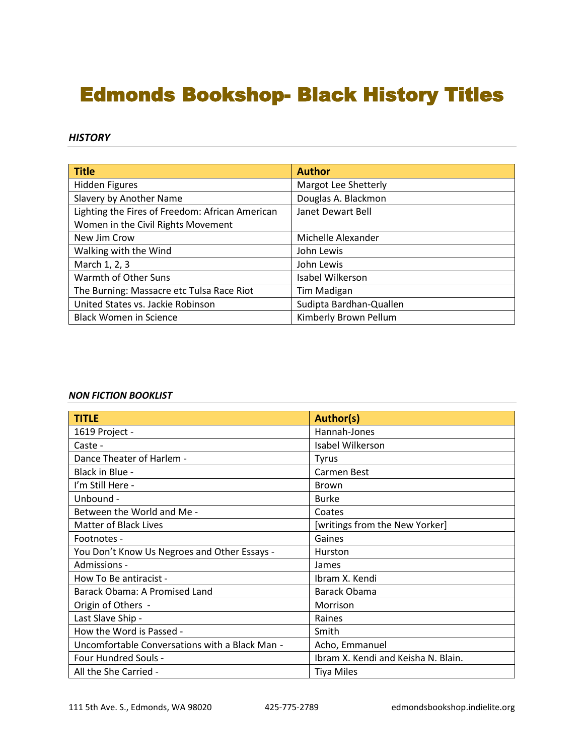# Edmonds Bookshop- Black History Titles

***HISTORY***

| Title | Author |
|---|---|
| Hidden Figures | Margot Lee Shetterly |
| Slavery by Another Name | Douglas A. Blackmon |
| Lighting the Fires of Freedom: African American Women in the Civil Rights Movement | Janet Dewart Bell |
| New Jim Crow | Michelle Alexander |
| Walking with the Wind | John Lewis |
| March 1, 2, 3 | John Lewis |
| Warmth of Other Suns | Isabel Wilkerson |
| The Burning: Massacre etc Tulsa Race Riot | Tim Madigan |
| United States vs. Jackie Robinson | Sudipta Bardhan-Quallen |
| Black Women in Science | Kimberly Brown Pellum |

***NON FICTION BOOKLIST***

| TITLE | Author(s) |
|---|---|
| 1619 Project - | Hannah-Jones |
| Caste - | Isabel Wilkerson |
| Dance Theater of Harlem - | Tyrus |
| Black in Blue - | Carmen Best |
| I'm Still Here - | Brown |
| Unbound - | Burke |
| Between the World and Me - | Coates |
| Matter of Black Lives | [writings from the New Yorker] |
| Footnotes - | Gaines |
| You Don't Know Us Negroes and Other Essays - | Hurston |
| Admissions - | James |
| How To Be antiracist - | Ibram X. Kendi |
| Barack Obama: A Promised Land | Barack Obama |
| Origin of Others - | Morrison |
| Last Slave Ship - | Raines |
| How the Word is Passed - | Smith |
| Uncomfortable Conversations with a Black Man - | Acho, Emmanuel |
| Four Hundred Souls - | Ibram X. Kendi and Keisha N. Blain. |
| All the She Carried - | Tiya Miles |

111 5th Ave. S., Edmonds, WA 98020 425-775-2789 edmondsbookshop.indielite.org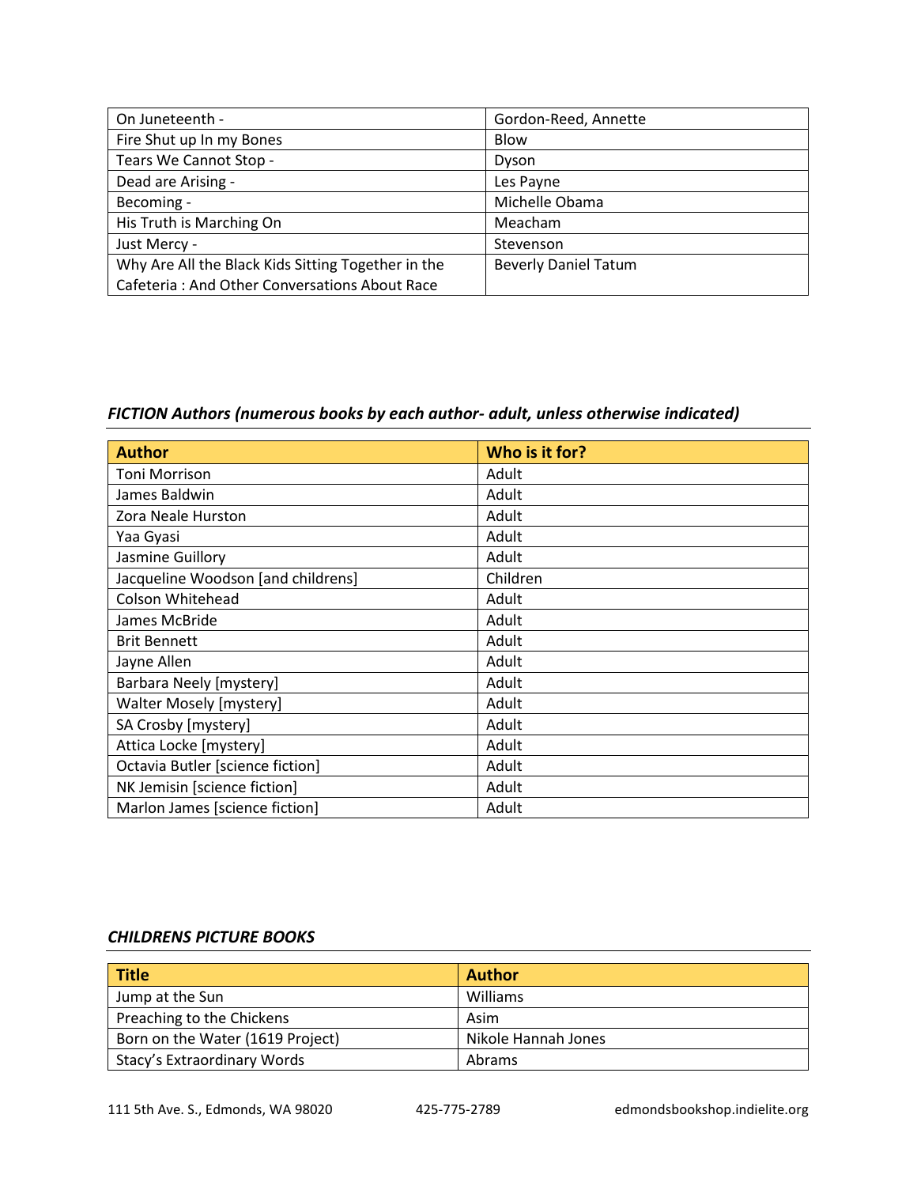| On Juneteenth - | Gordon-Reed, Annette |
|---|---|
| Fire Shut up In my Bones | Blow |
| Tears We Cannot Stop - | Dyson |
| Dead are Arising - | Les Payne |
| Becoming - | Michelle Obama |
| His Truth is Marching On | Meacham |
| Just Mercy - | Stevenson |
| Why Are All the Black Kids Sitting Together in the Cafeteria : And Other Conversations About Race | Beverly Daniel Tatum |

### *FICTION Authors (numerous books by each author- adult, unless otherwise indicated)*

| Author | Who is it for? |
|---|---|
| Toni Morrison | Adult |
| James Baldwin | Adult |
| Zora Neale Hurston | Adult |
| Yaa Gyasi | Adult |
| Jasmine Guillory | Adult |
| Jacqueline Woodson [and childrens] | Children |
| Colson Whitehead | Adult |
| James McBride | Adult |
| Brit Bennett | Adult |
| Jayne Allen | Adult |
| Barbara Neely [mystery] | Adult |
| Walter Mosely [mystery] | Adult |
| SA Crosby [mystery] | Adult |
| Attica Locke [mystery] | Adult |
| Octavia Butler [science fiction] | Adult |
| NK Jemisin [science fiction] | Adult |
| Marlon James [science fiction] | Adult |

### *CHILDRENS PICTURE BOOKS*

| Title | Author |
|---|---|
| Jump at the Sun | Williams |
| Preaching to the Chickens | Asim |
| Born on the Water (1619 Project) | Nikole Hannah Jones |
| Stacy's Extraordinary Words | Abrams |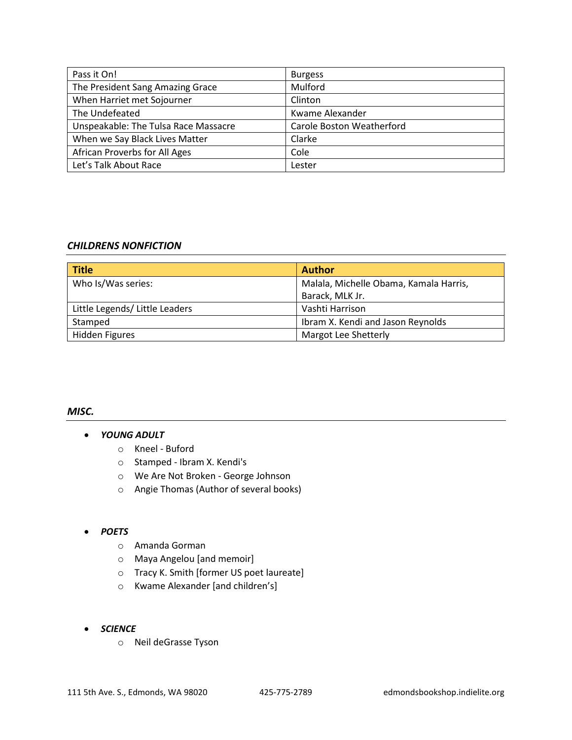| | |
|---|---|
| Pass it On! | Burgess |
| The President Sang Amazing Grace | Mulford |
| When Harriet met Sojourner | Clinton |
| The Undefeated | Kwame Alexander |
| Unspeakable: The Tulsa Race Massacre | Carole Boston Weatherford |
| When we Say Black Lives Matter | Clarke |
| African Proverbs for All Ages | Cole |
| Let's Talk About Race | Lester |

### *CHILDRENS NONFICTION*

| Title | Author |
|---|---|
| Who Is/Was series: | Malala, Michelle Obama, Kamala Harris, Barack, MLK Jr. |
| Little Legends/ Little Leaders | Vashti Harrison |
| Stamped | Ibram X. Kendi and Jason Reynolds |
| Hidden Figures | Margot Lee Shetterly |

### *MISC.*

- ***YOUNG ADULT***
  - Kneel - Buford
  - Stamped - Ibram X. Kendi's
  - We Are Not Broken - George Johnson
  - Angie Thomas (Author of several books)

- ***POETS***
  - Amanda Gorman
  - Maya Angelou [and memoir]
  - Tracy K. Smith [former US poet laureate]
  - Kwame Alexander [and children's]

- ***SCIENCE***
  - Neil deGrasse Tyson

111 5th Ave. S., Edmonds, WA 98020    425-775-2789    edmondsbookshop.indielite.org